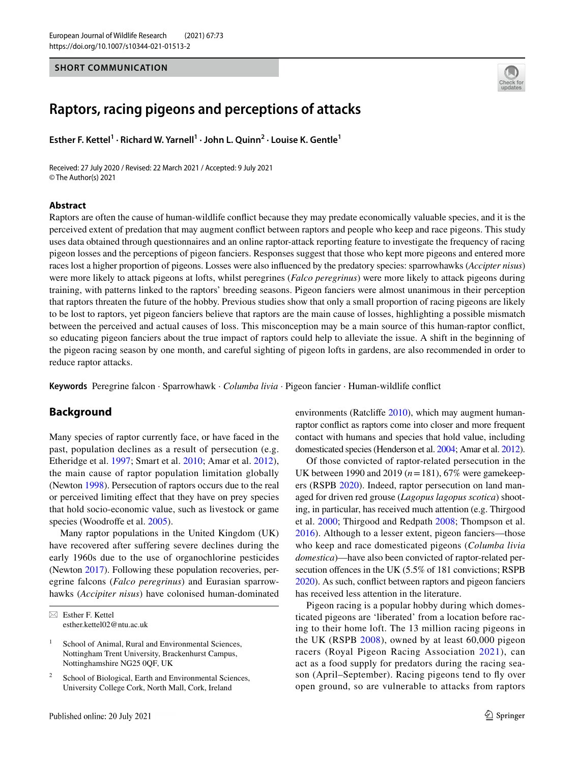SHORT COMMUNICATION

# Raptors, racing pigeons and perceptions of attacks

Esther F. Kettel[1] · Richard W. Yarnell[1] · John L. Quinn[2] · Louise K. Gentle[1]

Received: 27 July 2020 / Revised: 22 March 2021 / Accepted: 9 July 2021
© The Author(s) 2021

## Abstract

Raptors are often the cause of human-wildlife conflict because they may predate economically valuable species, and it is the perceived extent of predation that may augment conflict between raptors and people who keep and race pigeons. This study uses data obtained through questionnaires and an online raptor-attack reporting feature to investigate the frequency of racing pigeon losses and the perceptions of pigeon fanciers. Responses suggest that those who kept more pigeons and entered more races lost a higher proportion of pigeons. Losses were also influenced by the predatory species: sparrowhawks (*Accipter nisus*) were more likely to attack pigeons at lofts, whilst peregrines (*Falco peregrinus*) were more likely to attack pigeons during training, with patterns linked to the raptors' breeding seasons. Pigeon fanciers were almost unanimous in their perception that raptors threaten the future of the hobby. Previous studies show that only a small proportion of racing pigeons are likely to be lost to raptors, yet pigeon fanciers believe that raptors are the main cause of losses, highlighting a possible mismatch between the perceived and actual causes of loss. This misconception may be a main source of this human-raptor conflict, so educating pigeon fanciers about the true impact of raptors could help to alleviate the issue. A shift in the beginning of the pigeon racing season by one month, and careful sighting of pigeon lofts in gardens, are also recommended in order to reduce raptor attacks.

**Keywords** Peregrine falcon · Sparrowhawk · *Columba livia* · Pigeon fancier · Human-wildlife conflict

## Background

Many species of raptor currently face, or have faced in the past, population declines as a result of persecution (e.g. Etheridge et al. 1997; Smart et al. 2010; Amar et al. 2012), the main cause of raptor population limitation globally (Newton 1998). Persecution of raptors occurs due to the real or perceived limiting effect that they have on prey species that hold socio-economic value, such as livestock or game species (Woodroffe et al. 2005).

Many raptor populations in the United Kingdom (UK) have recovered after suffering severe declines during the early 1960s due to the use of organochlorine pesticides (Newton 2017). Following these population recoveries, peregrine falcons (*Falco peregrinus*) and Eurasian sparrowhawks (*Accipiter nisus*) have colonised human-dominated environments (Ratcliffe 2010), which may augment human-raptor conflict as raptors come into closer and more frequent contact with humans and species that hold value, including domesticated species (Henderson et al. 2004; Amar et al. 2012).

Of those convicted of raptor-related persecution in the UK between 1990 and 2019 ($n = 181$), 67% were gamekeepers (RSPB 2020). Indeed, raptor persecution on land managed for driven red grouse (*Lagopus lagopus scotica*) shooting, in particular, has received much attention (e.g. Thirgood et al. 2000; Thirgood and Redpath 2008; Thompson et al. 2016). Although to a lesser extent, pigeon fanciers—those who keep and race domesticated pigeons (*Columba livia domestica*)—have also been convicted of raptor-related persecution offences in the UK (5.5% of 181 convictions; RSPB 2020). As such, conflict between raptors and pigeon fanciers has received less attention in the literature.

Pigeon racing is a popular hobby during which domesticated pigeons are 'liberated' from a location before racing to their home loft. The 13 million racing pigeons in the UK (RSPB 2008), owned by at least 60,000 pigeon racers (Royal Pigeon Racing Association 2021), can act as a food supply for predators during the racing season (April–September). Racing pigeons tend to fly over open ground, so are vulnerable to attacks from raptors

✉ Esther F. Kettel
esther.kettel02@ntu.ac.uk

[1] School of Animal, Rural and Environmental Sciences, Nottingham Trent University, Brackenhurst Campus, Nottinghamshire NG25 0QF, UK

[2] School of Biological, Earth and Environmental Sciences, University College Cork, North Mall, Cork, Ireland

Published online: 20 July 2021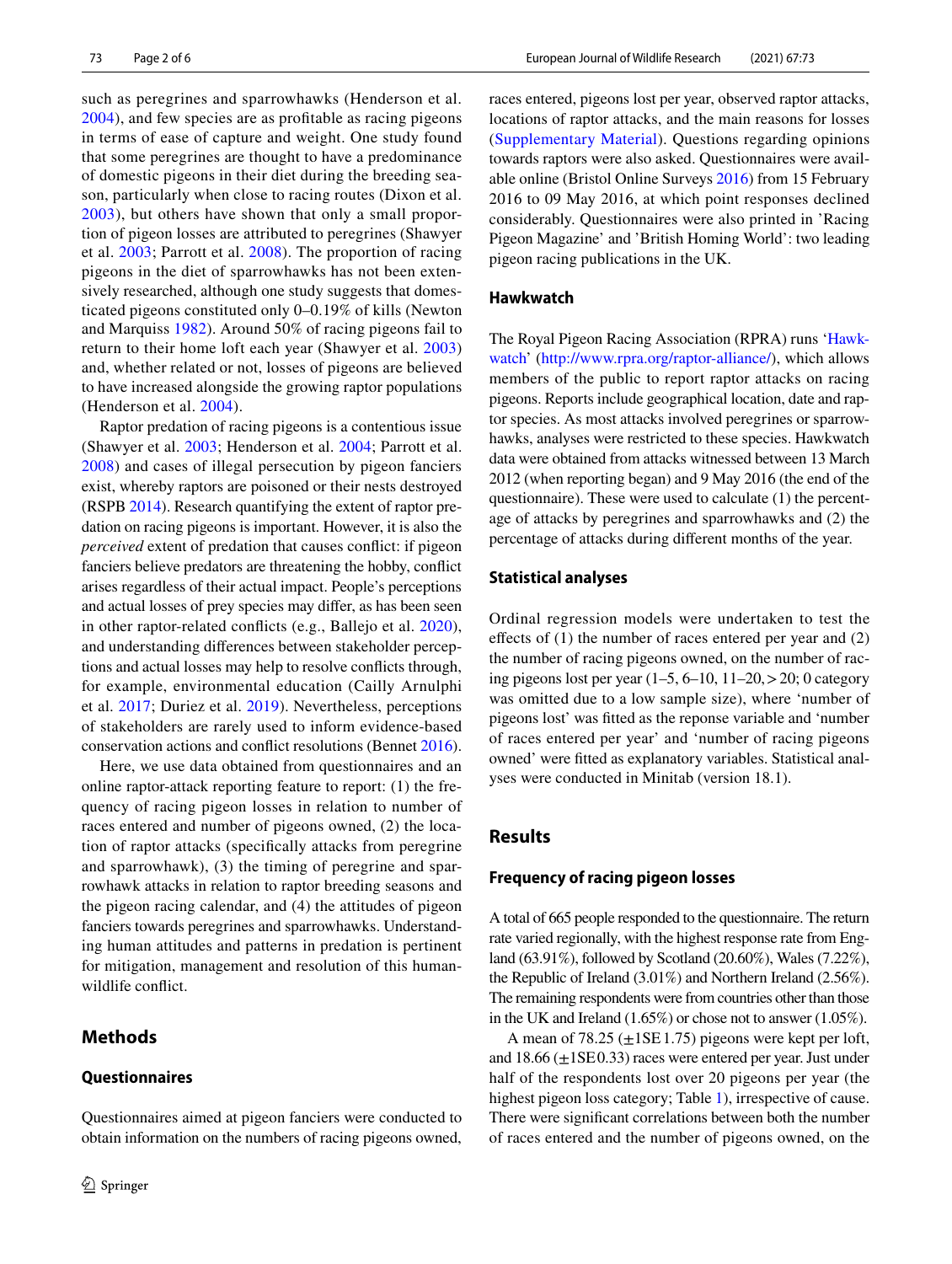such as peregrines and sparrowhawks (Henderson et al. 2004), and few species are as profitable as racing pigeons in terms of ease of capture and weight. One study found that some peregrines are thought to have a predominance of domestic pigeons in their diet during the breeding season, particularly when close to racing routes (Dixon et al. 2003), but others have shown that only a small proportion of pigeon losses are attributed to peregrines (Shawyer et al. 2003; Parrott et al. 2008). The proportion of racing pigeons in the diet of sparrowhawks has not been extensively researched, although one study suggests that domesticated pigeons constituted only 0–0.19% of kills (Newton and Marquiss 1982). Around 50% of racing pigeons fail to return to their home loft each year (Shawyer et al. 2003) and, whether related or not, losses of pigeons are believed to have increased alongside the growing raptor populations (Henderson et al. 2004).

Raptor predation of racing pigeons is a contentious issue (Shawyer et al. 2003; Henderson et al. 2004; Parrott et al. 2008) and cases of illegal persecution by pigeon fanciers exist, whereby raptors are poisoned or their nests destroyed (RSPB 2014). Research quantifying the extent of raptor predation on racing pigeons is important. However, it is also the *perceived* extent of predation that causes conflict: if pigeon fanciers believe predators are threatening the hobby, conflict arises regardless of their actual impact. People's perceptions and actual losses of prey species may differ, as has been seen in other raptor-related conflicts (e.g., Ballejo et al. 2020), and understanding differences between stakeholder perceptions and actual losses may help to resolve conflicts through, for example, environmental education (Cailly Arnulphi et al. 2017; Duriez et al. 2019). Nevertheless, perceptions of stakeholders are rarely used to inform evidence-based conservation actions and conflict resolutions (Bennet 2016).

Here, we use data obtained from questionnaires and an online raptor-attack reporting feature to report: (1) the frequency of racing pigeon losses in relation to number of races entered and number of pigeons owned, (2) the location of raptor attacks (specifically attacks from peregrine and sparrowhawk), (3) the timing of peregrine and sparrowhawk attacks in relation to raptor breeding seasons and the pigeon racing calendar, and (4) the attitudes of pigeon fanciers towards peregrines and sparrowhawks. Understanding human attitudes and patterns in predation is pertinent for mitigation, management and resolution of this human-wildlife conflict.

## Methods

### Questionnaires

Questionnaires aimed at pigeon fanciers were conducted to obtain information on the numbers of racing pigeons owned, races entered, pigeons lost per year, observed raptor attacks, locations of raptor attacks, and the main reasons for losses (Supplementary Material). Questions regarding opinions towards raptors were also asked. Questionnaires were available online (Bristol Online Surveys 2016) from 15 February 2016 to 09 May 2016, at which point responses declined considerably. Questionnaires were also printed in 'Racing Pigeon Magazine' and 'British Homing World': two leading pigeon racing publications in the UK.

### Hawkwatch

The Royal Pigeon Racing Association (RPRA) runs 'Hawkwatch' (http://www.rpra.org/raptor-alliance/), which allows members of the public to report raptor attacks on racing pigeons. Reports include geographical location, date and raptor species. As most attacks involved peregrines or sparrowhawks, analyses were restricted to these species. Hawkwatch data were obtained from attacks witnessed between 13 March 2012 (when reporting began) and 9 May 2016 (the end of the questionnaire). These were used to calculate (1) the percentage of attacks by peregrines and sparrowhawks and (2) the percentage of attacks during different months of the year.

### Statistical analyses

Ordinal regression models were undertaken to test the effects of (1) the number of races entered per year and (2) the number of racing pigeons owned, on the number of racing pigeons lost per year (1–5, 6–10, 11–20, > 20; 0 category was omitted due to a low sample size), where 'number of pigeons lost' was fitted as the reponse variable and 'number of races entered per year' and 'number of racing pigeons owned' were fitted as explanatory variables. Statistical analyses were conducted in Minitab (version 18.1).

## Results

### Frequency of racing pigeon losses

A total of 665 people responded to the questionnaire. The return rate varied regionally, with the highest response rate from England (63.91%), followed by Scotland (20.60%), Wales (7.22%), the Republic of Ireland (3.01%) and Northern Ireland (2.56%). The remaining respondents were from countries other than those in the UK and Ireland (1.65%) or chose not to answer (1.05%).

A mean of 78.25 (±1SE 1.75) pigeons were kept per loft, and 18.66 (±1SE 0.33) races were entered per year. Just under half of the respondents lost over 20 pigeons per year (the highest pigeon loss category; Table 1), irrespective of cause. There were significant correlations between both the number of races entered and the number of pigeons owned, on the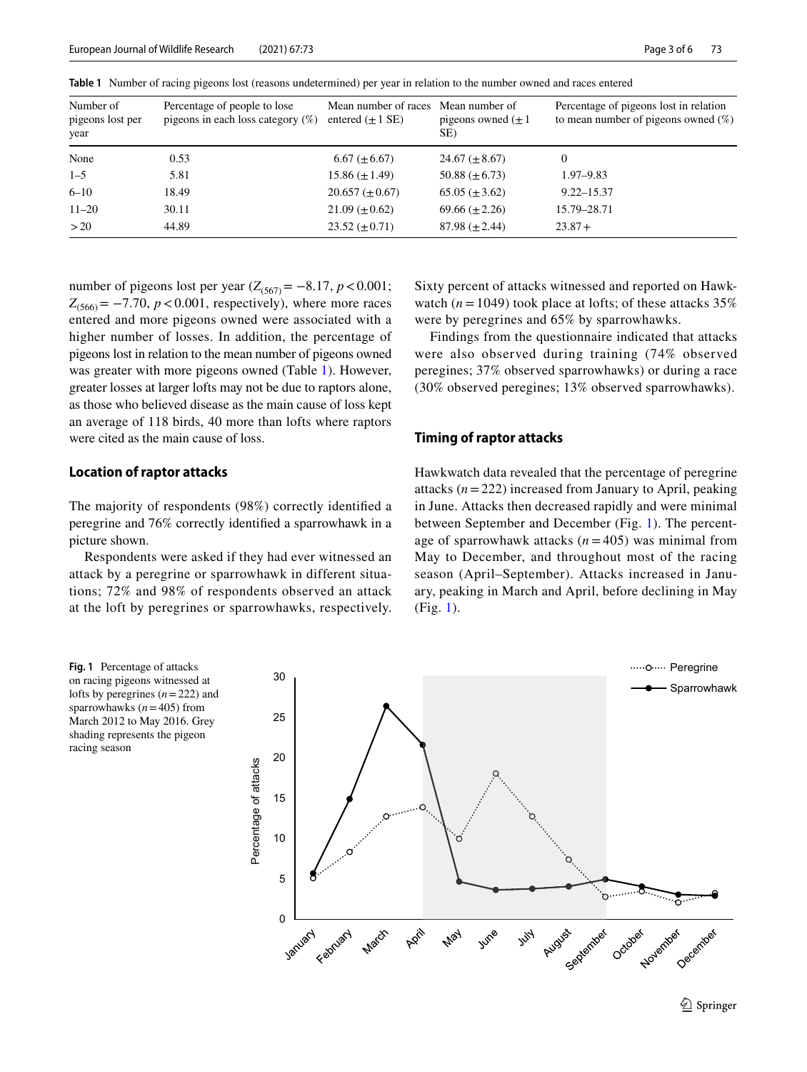**Table 1** Number of racing pigeons lost (reasons undetermined) per year in relation to the number owned and races entered

| Number of pigeons lost per year | Percentage of people to lose pigeons in each loss category (%) | Mean number of races entered (±1 SE) | Mean number of pigeons owned (±1 SE) | Percentage of pigeons lost in relation to mean number of pigeons owned (%) |
|---|---|---|---|---|
| None | 0.53 | 6.67 (±6.67) | 24.67 (±8.67) | 0 |
| 1–5 | 5.81 | 15.86 (±1.49) | 50.88 (±6.73) | 1.97–9.83 |
| 6–10 | 18.49 | 20.657 (±0.67) | 65.05 (±3.62) | 9.22–15.37 |
| 11–20 | 30.11 | 21.09 (±0.62) | 69.66 (±2.26) | 15.79–28.71 |
| >20 | 44.89 | 23.52 (±0.71) | 87.98 (±2.44) | 23.87+ |

number of pigeons lost per year ($Z_{(567)} = -8.17$, $p < 0.001$; $Z_{(566)} = -7.70$, $p < 0.001$, respectively), where more races entered and more pigeons owned were associated with a higher number of losses. In addition, the percentage of pigeons lost in relation to the mean number of pigeons owned was greater with more pigeons owned (Table 1). However, greater losses at larger lofts may not be due to raptors alone, as those who believed disease as the main cause of loss kept an average of 118 birds, 40 more than lofts where raptors were cited as the main cause of loss.

### Location of raptor attacks

The majority of respondents (98%) correctly identified a peregrine and 76% correctly identified a sparrowhawk in a picture shown.

Respondents were asked if they had ever witnessed an attack by a peregrine or sparrowhawk in different situations; 72% and 98% of respondents observed an attack at the loft by peregrines or sparrowhawks, respectively. Sixty percent of attacks witnessed and reported on Hawkwatch ($n = 1049$) took place at lofts; of these attacks 35% were by peregrines and 65% by sparrowhawks.

Findings from the questionnaire indicated that attacks were also observed during training (74% observed peregines; 37% observed sparrowhawks) or during a race (30% observed peregines; 13% observed sparrowhawks).

### Timing of raptor attacks

Hawkwatch data revealed that the percentage of peregrine attacks ($n = 222$) increased from January to April, peaking in June. Attacks then decreased rapidly and were minimal between September and December (Fig. 1). The percentage of sparrowhawk attacks ($n = 405$) was minimal from May to December, and throughout most of the racing season (April–September). Attacks increased in January, peaking in March and April, before declining in May (Fig. 1).

**Fig. 1** Percentage of attacks on racing pigeons witnessed at lofts by peregrines ($n = 222$) and sparrowhawks ($n = 405$) from March 2012 to May 2016. Grey shading represents the pigeon racing season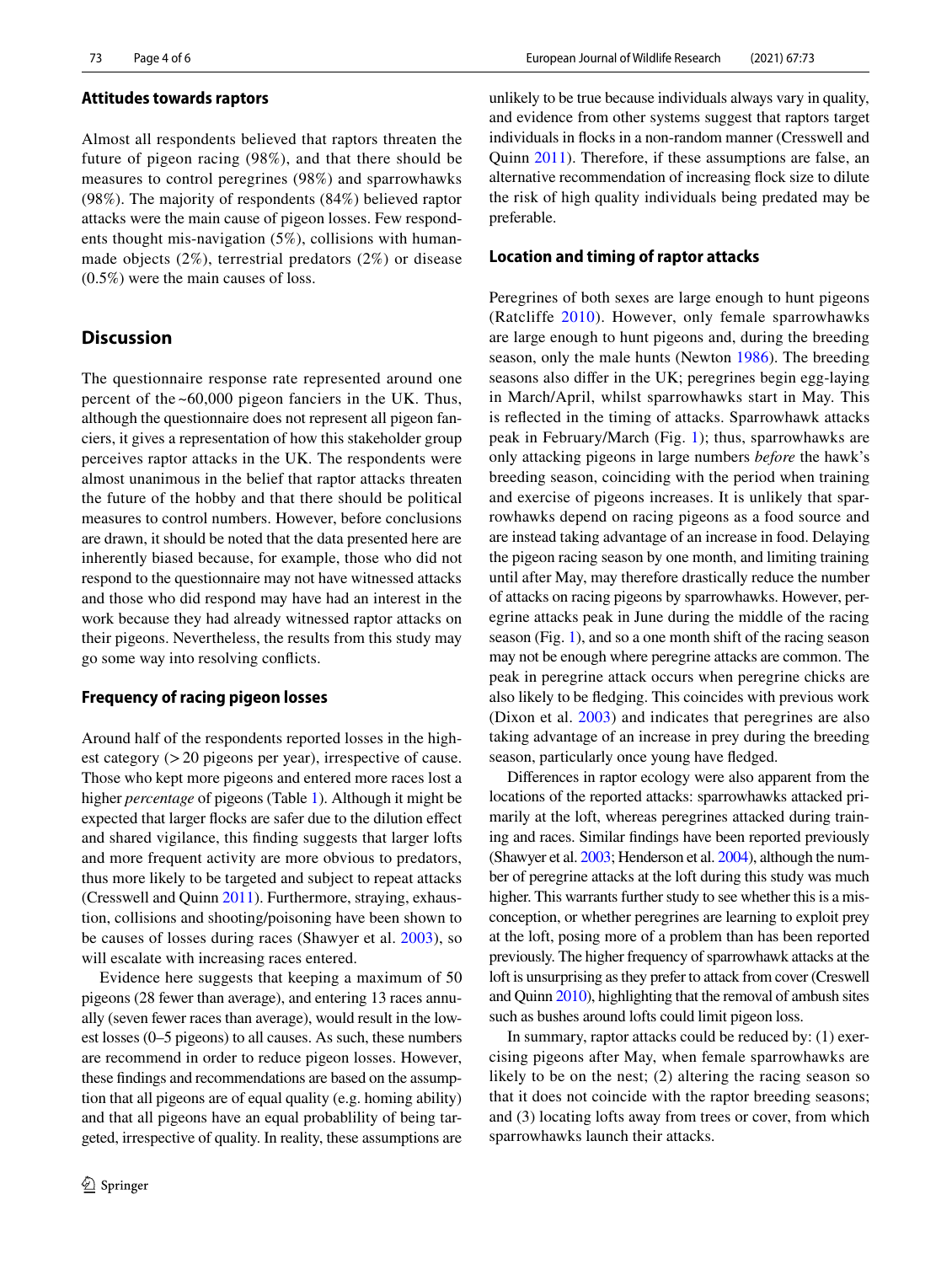### Attitudes towards raptors

Almost all respondents believed that raptors threaten the future of pigeon racing (98%), and that there should be measures to control peregrines (98%) and sparrowhawks (98%). The majority of respondents (84%) believed raptor attacks were the main cause of pigeon losses. Few respondents thought mis-navigation (5%), collisions with human-made objects (2%), terrestrial predators (2%) or disease (0.5%) were the main causes of loss.

## Discussion

The questionnaire response rate represented around one percent of the ~60,000 pigeon fanciers in the UK. Thus, although the questionnaire does not represent all pigeon fanciers, it gives a representation of how this stakeholder group perceives raptor attacks in the UK. The respondents were almost unanimous in the belief that raptor attacks threaten the future of the hobby and that there should be political measures to control numbers. However, before conclusions are drawn, it should be noted that the data presented here are inherently biased because, for example, those who did not respond to the questionnaire may not have witnessed attacks and those who did respond may have had an interest in the work because they had already witnessed raptor attacks on their pigeons. Nevertheless, the results from this study may go some way into resolving conflicts.

### Frequency of racing pigeon losses

Around half of the respondents reported losses in the highest category (> 20 pigeons per year), irrespective of cause. Those who kept more pigeons and entered more races lost a higher *percentage* of pigeons (Table 1). Although it might be expected that larger flocks are safer due to the dilution effect and shared vigilance, this finding suggests that larger lofts and more frequent activity are more obvious to predators, thus more likely to be targeted and subject to repeat attacks (Cresswell and Quinn 2011). Furthermore, straying, exhaustion, collisions and shooting/poisoning have been shown to be causes of losses during races (Shawyer et al. 2003), so will escalate with increasing races entered.

Evidence here suggests that keeping a maximum of 50 pigeons (28 fewer than average), and entering 13 races annually (seven fewer races than average), would result in the lowest losses (0–5 pigeons) to all causes. As such, these numbers are recommend in order to reduce pigeon losses. However, these findings and recommendations are based on the assumption that all pigeons are of equal quality (e.g. homing ability) and that all pigeons have an equal probablility of being targeted, irrespective of quality. In reality, these assumptions are unlikely to be true because individuals always vary in quality, and evidence from other systems suggest that raptors target individuals in flocks in a non-random manner (Cresswell and Quinn 2011). Therefore, if these assumptions are false, an alternative recommendation of increasing flock size to dilute the risk of high quality individuals being predated may be preferable.

### Location and timing of raptor attacks

Peregrines of both sexes are large enough to hunt pigeons (Ratcliffe 2010). However, only female sparrowhawks are large enough to hunt pigeons and, during the breeding season, only the male hunts (Newton 1986). The breeding seasons also differ in the UK; peregrines begin egg-laying in March/April, whilst sparrowhawks start in May. This is reflected in the timing of attacks. Sparrowhawk attacks peak in February/March (Fig. 1); thus, sparrowhawks are only attacking pigeons in large numbers *before* the hawk's breeding season, coinciding with the period when training and exercise of pigeons increases. It is unlikely that sparrowhawks depend on racing pigeons as a food source and are instead taking advantage of an increase in food. Delaying the pigeon racing season by one month, and limiting training until after May, may therefore drastically reduce the number of attacks on racing pigeons by sparrowhawks. However, peregrine attacks peak in June during the middle of the racing season (Fig. 1), and so a one month shift of the racing season may not be enough where peregrine attacks are common. The peak in peregrine attack occurs when peregrine chicks are also likely to be fledging. This coincides with previous work (Dixon et al. 2003) and indicates that peregrines are also taking advantage of an increase in prey during the breeding season, particularly once young have fledged.

Differences in raptor ecology were also apparent from the locations of the reported attacks: sparrowhawks attacked primarily at the loft, whereas peregrines attacked during training and races. Similar findings have been reported previously (Shawyer et al. 2003; Henderson et al. 2004), although the number of peregrine attacks at the loft during this study was much higher. This warrants further study to see whether this is a misconception, or whether peregrines are learning to exploit prey at the loft, posing more of a problem than has been reported previously. The higher frequency of sparrowhawk attacks at the loft is unsurprising as they prefer to attack from cover (Creswell and Quinn 2010), highlighting that the removal of ambush sites such as bushes around lofts could limit pigeon loss.

In summary, raptor attacks could be reduced by: (1) exercising pigeons after May, when female sparrowhawks are likely to be on the nest; (2) altering the racing season so that it does not coincide with the raptor breeding seasons; and (3) locating lofts away from trees or cover, from which sparrowhawks launch their attacks.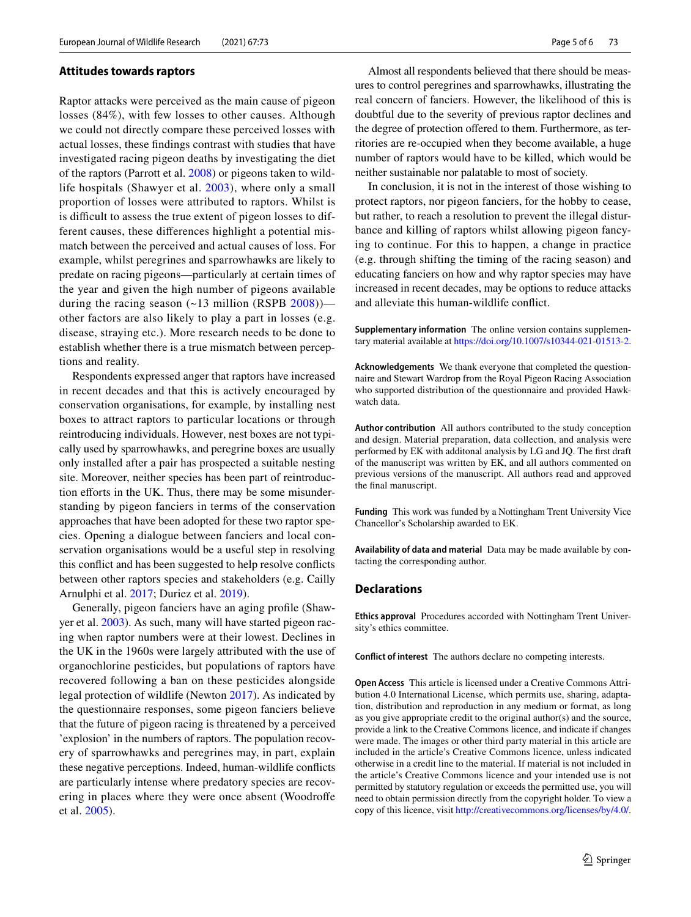## Attitudes towards raptors

Raptor attacks were perceived as the main cause of pigeon losses (84%), with few losses to other causes. Although we could not directly compare these perceived losses with actual losses, these findings contrast with studies that have investigated racing pigeon deaths by investigating the diet of the raptors (Parrott et al. 2008) or pigeons taken to wildlife hospitals (Shawyer et al. 2003), where only a small proportion of losses were attributed to raptors. Whilst is is difficult to assess the true extent of pigeon losses to different causes, these differences highlight a potential mismatch between the perceived and actual causes of loss. For example, whilst peregrines and sparrowhawks are likely to predate on racing pigeons—particularly at certain times of the year and given the high number of pigeons available during the racing season (~13 million (RSPB 2008))—other factors are also likely to play a part in losses (e.g. disease, straying etc.). More research needs to be done to establish whether there is a true mismatch between perceptions and reality.

Respondents expressed anger that raptors have increased in recent decades and that this is actively encouraged by conservation organisations, for example, by installing nest boxes to attract raptors to particular locations or through reintroducing individuals. However, nest boxes are not typically used by sparrowhawks, and peregrine boxes are usually only installed after a pair has prospected a suitable nesting site. Moreover, neither species has been part of reintroduction efforts in the UK. Thus, there may be some misunderstanding by pigeon fanciers in terms of the conservation approaches that have been adopted for these two raptor species. Opening a dialogue between fanciers and local conservation organisations would be a useful step in resolving this conflict and has been suggested to help resolve conflicts between other raptors species and stakeholders (e.g. Cailly Arnulphi et al. 2017; Duriez et al. 2019).

Generally, pigeon fanciers have an aging profile (Shawyer et al. 2003). As such, many will have started pigeon racing when raptor numbers were at their lowest. Declines in the UK in the 1960s were largely attributed with the use of organochlorine pesticides, but populations of raptors have recovered following a ban on these pesticides alongside legal protection of wildlife (Newton 2017). As indicated by the questionnaire responses, some pigeon fanciers believe that the future of pigeon racing is threatened by a perceived 'explosion' in the numbers of raptors. The population recovery of sparrowhawks and peregrines may, in part, explain these negative perceptions. Indeed, human-wildlife conflicts are particularly intense where predatory species are recovering in places where they were once absent (Woodroffe et al. 2005).

Almost all respondents believed that there should be measures to control peregrines and sparrowhawks, illustrating the real concern of fanciers. However, the likelihood of this is doubtful due to the severity of previous raptor declines and the degree of protection offered to them. Furthermore, as territories are re-occupied when they become available, a huge number of raptors would have to be killed, which would be neither sustainable nor palatable to most of society.

In conclusion, it is not in the interest of those wishing to protect raptors, nor pigeon fanciers, for the hobby to cease, but rather, to reach a resolution to prevent the illegal disturbance and killing of raptors whilst allowing pigeon fancying to continue. For this to happen, a change in practice (e.g. through shifting the timing of the racing season) and educating fanciers on how and why raptor species may have increased in recent decades, may be options to reduce attacks and alleviate this human-wildlife conflict.

**Supplementary information** The online version contains supplementary material available at https://doi.org/10.1007/s10344-021-01513-2.

**Acknowledgements** We thank everyone that completed the questionnaire and Stewart Wardrop from the Royal Pigeon Racing Association who supported distribution of the questionnaire and provided Hawkwatch data.

**Author contribution** All authors contributed to the study conception and design. Material preparation, data collection, and analysis were performed by EK with additonal analysis by LG and JQ. The first draft of the manuscript was written by EK, and all authors commented on previous versions of the manuscript. All authors read and approved the final manuscript.

**Funding** This work was funded by a Nottingham Trent University Vice Chancellor's Scholarship awarded to EK.

**Availability of data and material** Data may be made available by contacting the corresponding author.

## Declarations

**Ethics approval** Procedures accorded with Nottingham Trent University's ethics committee.

**Conflict of interest** The authors declare no competing interests.

**Open Access** This article is licensed under a Creative Commons Attribution 4.0 International License, which permits use, sharing, adaptation, distribution and reproduction in any medium or format, as long as you give appropriate credit to the original author(s) and the source, provide a link to the Creative Commons licence, and indicate if changes were made. The images or other third party material in this article are included in the article's Creative Commons licence, unless indicated otherwise in a credit line to the material. If material is not included in the article's Creative Commons licence and your intended use is not permitted by statutory regulation or exceeds the permitted use, you will need to obtain permission directly from the copyright holder. To view a copy of this licence, visit http://creativecommons.org/licenses/by/4.0/.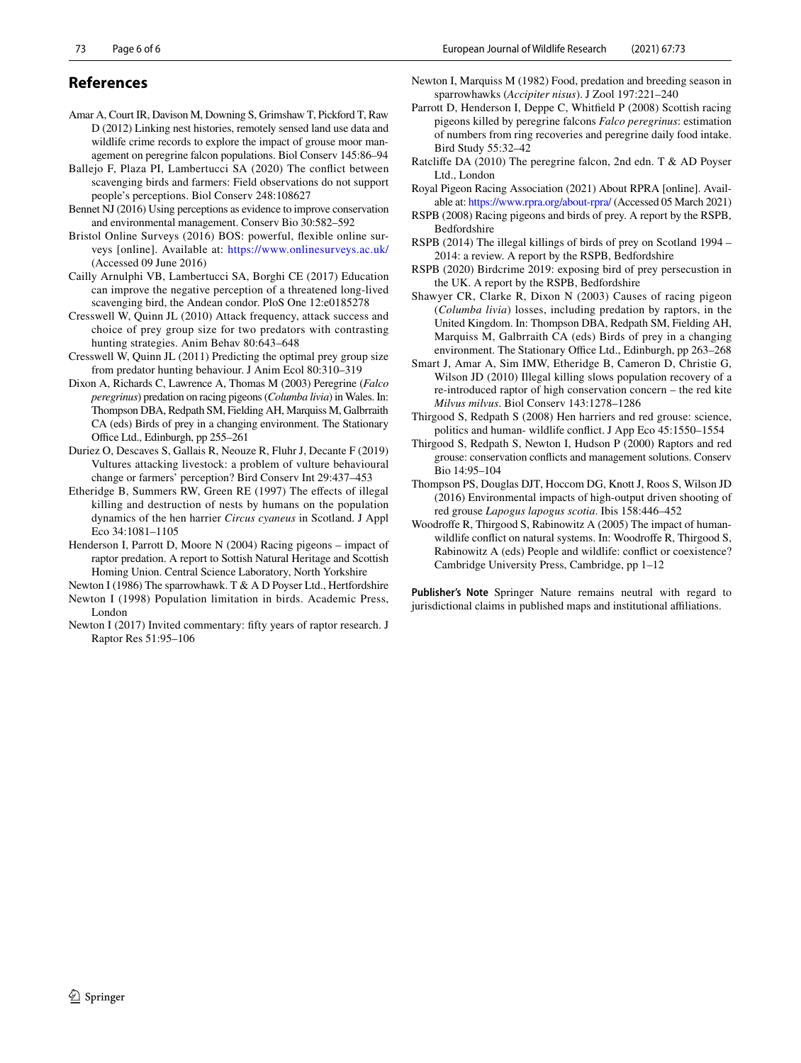## References

Amar A, Court IR, Davison M, Downing S, Grimshaw T, Pickford T, Raw D (2012) Linking nest histories, remotely sensed land use data and wildlife crime records to explore the impact of grouse moor management on peregrine falcon populations. Biol Conserv 145:86–94

Ballejo F, Plaza PI, Lambertucci SA (2020) The conflict between scavenging birds and farmers: Field observations do not support people's perceptions. Biol Conserv 248:108627

Bennet NJ (2016) Using perceptions as evidence to improve conservation and environmental management. Conserv Bio 30:582–592

Bristol Online Surveys (2016) BOS: powerful, flexible online surveys [online]. Available at: https://www.onlinesurveys.ac.uk/ (Accessed 09 June 2016)

Cailly Arnulphi VB, Lambertucci SA, Borghi CE (2017) Education can improve the negative perception of a threatened long-lived scavenging bird, the Andean condor. PloS One 12:e0185278

Cresswell W, Quinn JL (2010) Attack frequency, attack success and choice of prey group size for two predators with contrasting hunting strategies. Anim Behav 80:643–648

Cresswell W, Quinn JL (2011) Predicting the optimal prey group size from predator hunting behaviour. J Anim Ecol 80:310–319

Dixon A, Richards C, Lawrence A, Thomas M (2003) Peregrine (*Falco peregrinus*) predation on racing pigeons (*Columba livia*) in Wales. In: Thompson DBA, Redpath SM, Fielding AH, Marquiss M, Galbrraith CA (eds) Birds of prey in a changing environment. The Stationary Office Ltd., Edinburgh, pp 255–261

Duriez O, Descaves S, Gallais R, Neouze R, Fluhr J, Decante F (2019) Vultures attacking livestock: a problem of vulture behavioural change or farmers' perception? Bird Conserv Int 29:437–453

Etheridge B, Summers RW, Green RE (1997) The effects of illegal killing and destruction of nests by humans on the population dynamics of the hen harrier *Circus cyaneus* in Scotland. J Appl Eco 34:1081–1105

Henderson I, Parrott D, Moore N (2004) Racing pigeons – impact of raptor predation. A report to Sottish Natural Heritage and Scottish Homing Union. Central Science Laboratory, North Yorkshire

Newton I (1986) The sparrowhawk. T & A D Poyser Ltd., Hertfordshire

Newton I (1998) Population limitation in birds. Academic Press, London

Newton I (2017) Invited commentary: fifty years of raptor research. J Raptor Res 51:95–106

Newton I, Marquiss M (1982) Food, predation and breeding season in sparrowhawks (*Accipiter nisus*). J Zool 197:221–240

Parrott D, Henderson I, Deppe C, Whitfield P (2008) Scottish racing pigeons killed by peregrine falcons *Falco peregrinus*: estimation of numbers from ring recoveries and peregrine daily food intake. Bird Study 55:32–42

Ratcliffe DA (2010) The peregrine falcon, 2nd edn. T & AD Poyser Ltd., London

Royal Pigeon Racing Association (2021) About RPRA [online]. Available at: https://www.rpra.org/about-rpra/ (Accessed 05 March 2021)

RSPB (2008) Racing pigeons and birds of prey. A report by the RSPB, Bedfordshire

RSPB (2014) The illegal killings of birds of prey on Scotland 1994 – 2014: a review. A report by the RSPB, Bedfordshire

RSPB (2020) Birdcrime 2019: exposing bird of prey persecution in the UK. A report by the RSPB, Bedfordshire

Shawyer CR, Clarke R, Dixon N (2003) Causes of racing pigeon (*Columba livia*) losses, including predation by raptors, in the United Kingdom. In: Thompson DBA, Redpath SM, Fielding AH, Marquiss M, Galbrraith CA (eds) Birds of prey in a changing environment. The Stationary Office Ltd., Edinburgh, pp 263–268

Smart J, Amar A, Sim IMW, Etheridge B, Cameron D, Christie G, Wilson JD (2010) Illegal killing slows population recovery of a re-introduced raptor of high conservation concern – the red kite *Milvus milvus*. Biol Conserv 143:1278–1286

Thirgood S, Redpath S (2008) Hen harriers and red grouse: science, politics and human- wildlife conflict. J App Eco 45:1550–1554

Thirgood S, Redpath S, Newton I, Hudson P (2000) Raptors and red grouse: conservation conflicts and management solutions. Conserv Bio 14:95–104

Thompson PS, Douglas DJT, Hoccom DG, Knott J, Roos S, Wilson JD (2016) Environmental impacts of high-output driven shooting of red grouse *Lagopus lagopus scotia*. Ibis 158:446–452

Woodroffe R, Thirgood S, Rabinowitz A (2005) The impact of human-wildlife conflict on natural systems. In: Woodroffe R, Thirgood S, Rabinowitz A (eds) People and wildlife: conflict or coexistence? Cambridge University Press, Cambridge, pp 1–12

**Publisher's Note** Springer Nature remains neutral with regard to jurisdictional claims in published maps and institutional affiliations.